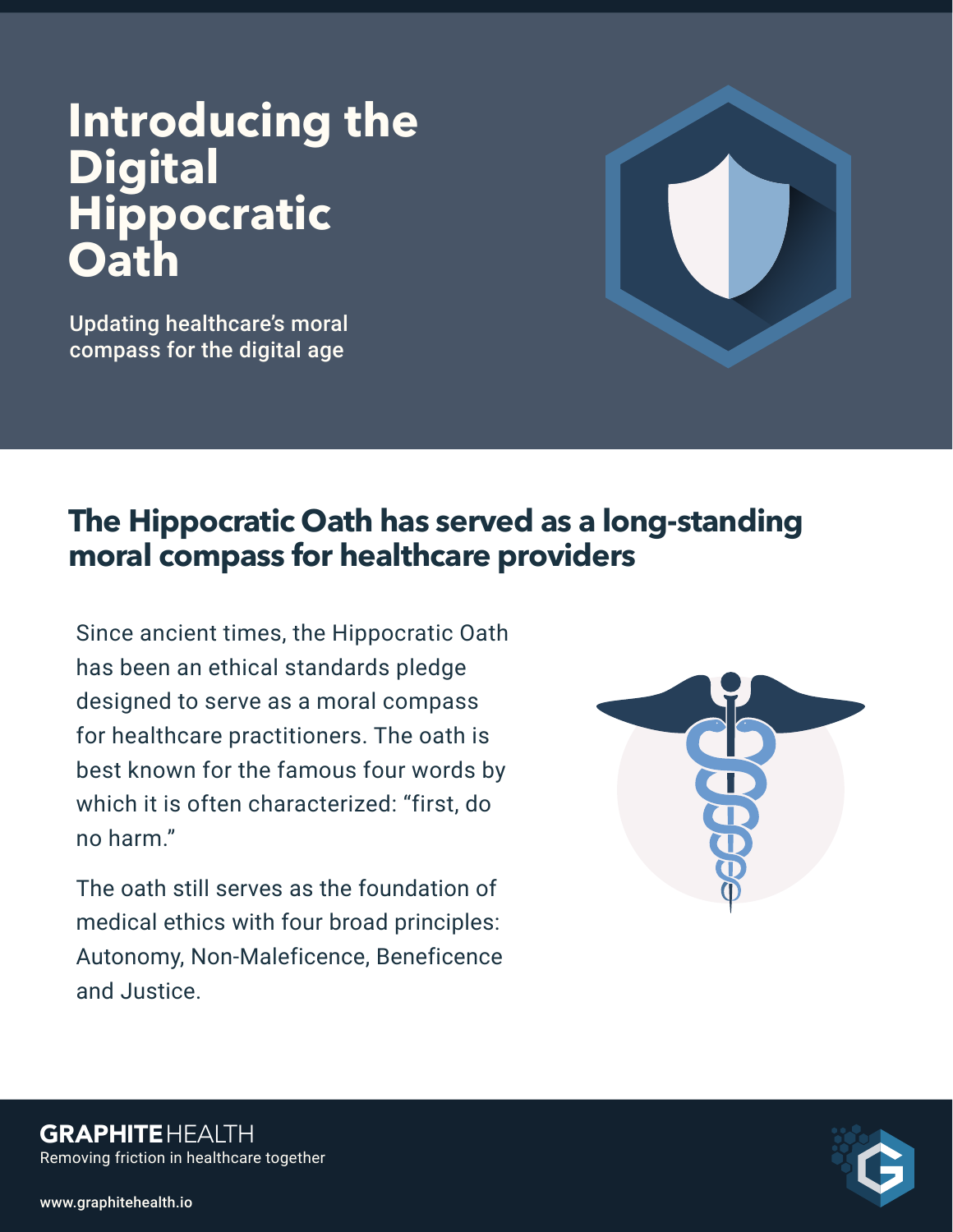# Introducing the Digital Hippocratic Oath

Updating healthcare's moral compass for the digital age

## The Hippocratic Oath has served as a long-standing moral compass for healthcare providers

Since ancient times, the Hippocratic Oath has been an ethical standards pledge designed to serve as a moral compass for healthcare practitioners. The oath is best known for the famous four words by which it is often characterized: "first, do no harm."

The oath still serves as the foundation of medical ethics with four broad principles: Autonomy, Non-Maleficence, Beneficence and Justice.

**GRAPHITE** HEALTH
Removing friction in healthcare together

www.graphitehealth.io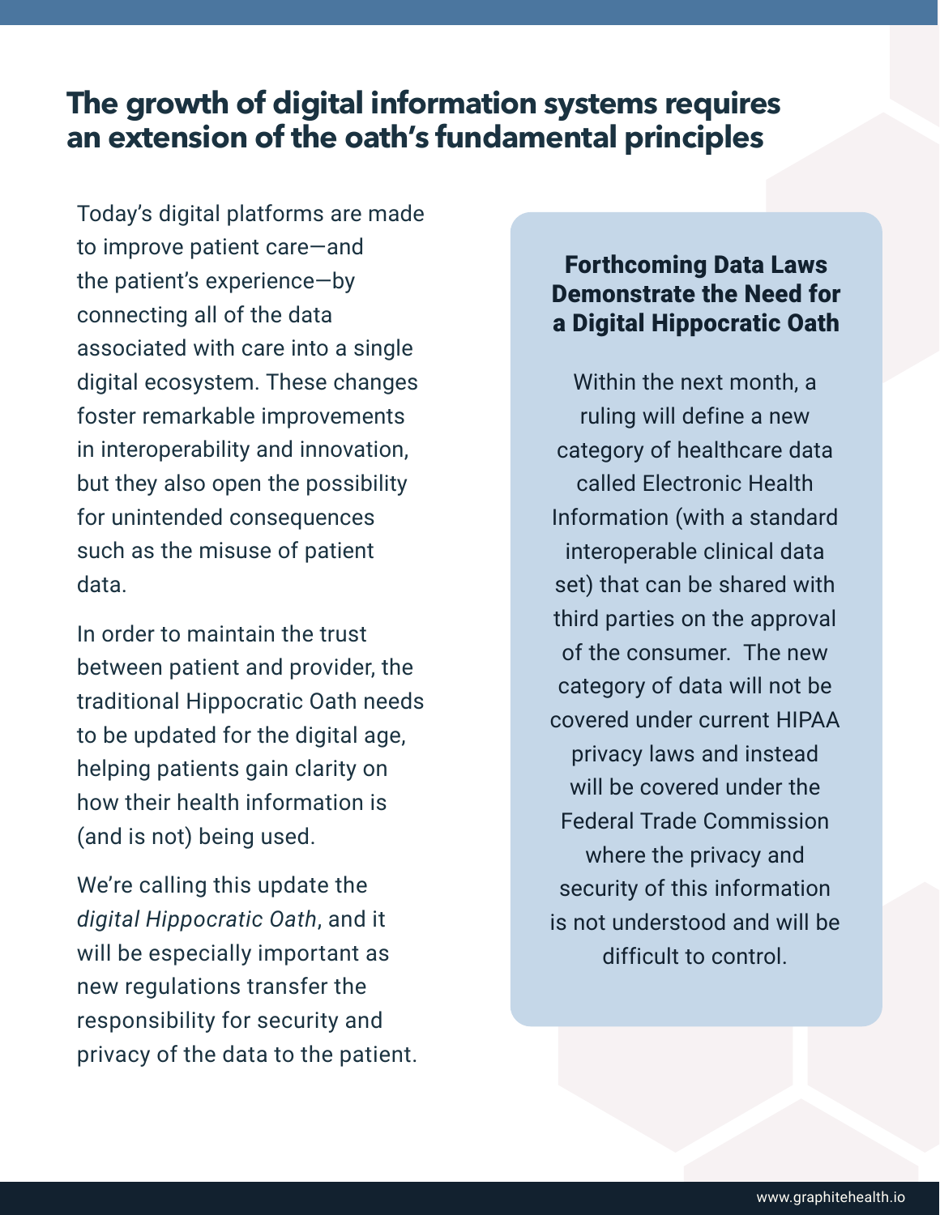## The growth of digital information systems requires an extension of the oath's fundamental principles

Today's digital platforms are made to improve patient care—and the patient's experience—by connecting all of the data associated with care into a single digital ecosystem. These changes foster remarkable improvements in interoperability and innovation, but they also open the possibility for unintended consequences such as the misuse of patient data.

In order to maintain the trust between patient and provider, the traditional Hippocratic Oath needs to be updated for the digital age, helping patients gain clarity on how their health information is (and is not) being used.

We're calling this update the *digital Hippocratic Oath*, and it will be especially important as new regulations transfer the responsibility for security and privacy of the data to the patient.

### Forthcoming Data Laws Demonstrate the Need for a Digital Hippocratic Oath

Within the next month, a ruling will define a new category of healthcare data called Electronic Health Information (with a standard interoperable clinical data set) that can be shared with third parties on the approval of the consumer. The new category of data will not be covered under current HIPAA privacy laws and instead will be covered under the Federal Trade Commission where the privacy and security of this information is not understood and will be difficult to control.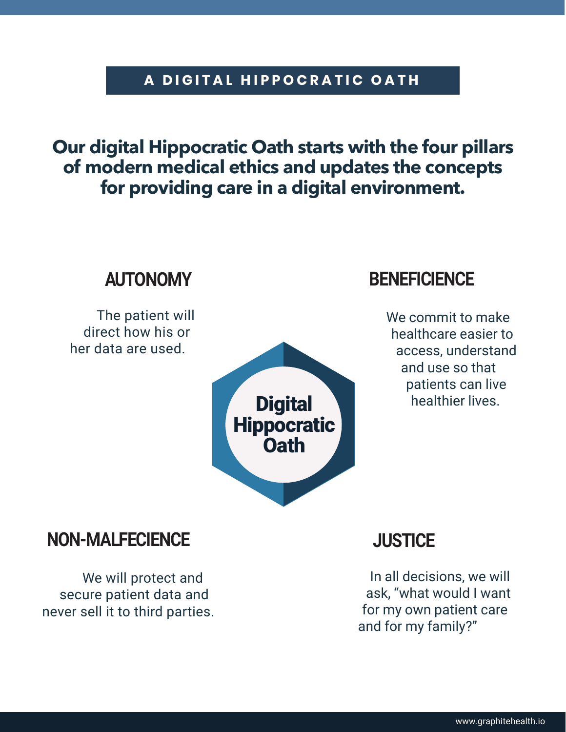# A DIGITAL HIPPOCRATIC OATH

**Our digital Hippocratic Oath starts with the four pillars of modern medical ethics and updates the concepts for providing care in a digital environment.**

Digital Hippocratic Oath

## AUTONOMY

The patient will direct how his or her data are used.

## BENEFICIENCE

We commit to make healthcare easier to access, understand and use so that patients can live healthier lives.

## NON-MALFECIENCE

We will protect and secure patient data and never sell it to third parties.

## JUSTICE

In all decisions, we will ask, "what would I want for my own patient care and for my family?"

www.graphitehealth.io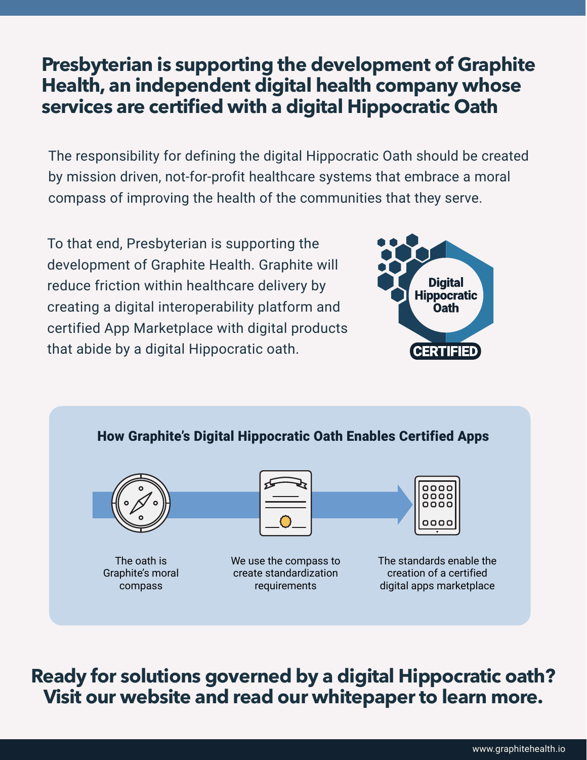# Presbyterian is supporting the development of Graphite Health, an independent digital health company whose services are certified with a digital Hippocratic Oath

The responsibility for defining the digital Hippocratic Oath should be created by mission driven, not-for-profit healthcare systems that embrace a moral compass of improving the health of the communities that they serve.

To that end, Presbyterian is supporting the development of Graphite Health. Graphite will reduce friction within healthcare delivery by creating a digital interoperability platform and certified App Marketplace with digital products that abide by a digital Hippocratic oath.

Digital Hippocratic Oath

CERTIFIED

### How Graphite's Digital Hippocratic Oath Enables Certified Apps

The oath is Graphite's moral compass

We use the compass to create standardization requirements

The standards enable the creation of a certified digital apps marketplace

## Ready for solutions governed by a digital Hippocratic oath? Visit our website and read our whitepaper to learn more.

www.graphitehealth.io